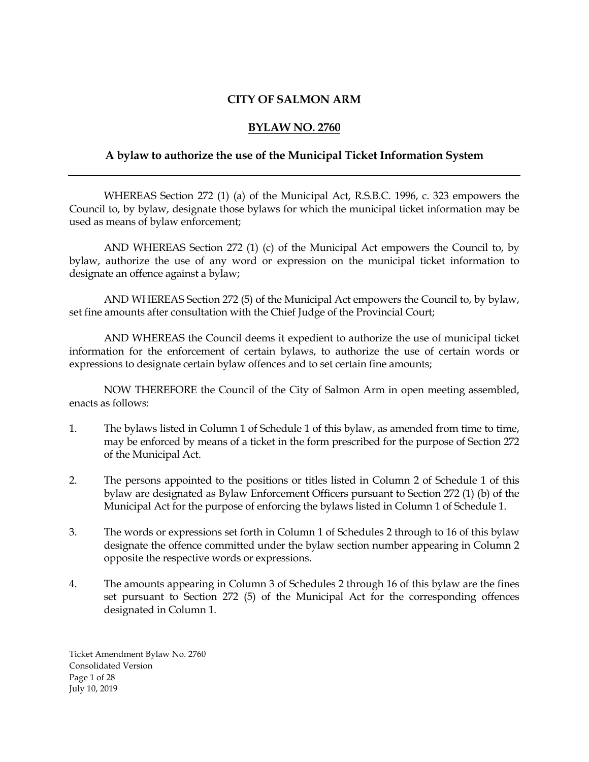# CITY OF SALMON ARM

## BYLAW NO. 2760

### A bylaw to authorize the use of the Municipal Ticket Information System

---

WHEREAS Section 272 (1) (a) of the Municipal Act, R.S.B.C. 1996, c. 323 empowers the Council to, by bylaw, designate those bylaws for which the municipal ticket information may be used as means of bylaw enforcement;

AND WHEREAS Section 272 (1) (c) of the Municipal Act empowers the Council to, by bylaw, authorize the use of any word or expression on the municipal ticket information to designate an offence against a bylaw;

AND WHEREAS Section 272 (5) of the Municipal Act empowers the Council to, by bylaw, set fine amounts after consultation with the Chief Judge of the Provincial Court;

AND WHEREAS the Council deems it expedient to authorize the use of municipal ticket information for the enforcement of certain bylaws, to authorize the use of certain words or expressions to designate certain bylaw offences and to set certain fine amounts;

NOW THEREFORE the Council of the City of Salmon Arm in open meeting assembled, enacts as follows:

1. The bylaws listed in Column 1 of Schedule 1 of this bylaw, as amended from time to time, may be enforced by means of a ticket in the form prescribed for the purpose of Section 272 of the Municipal Act.

2. The persons appointed to the positions or titles listed in Column 2 of Schedule 1 of this bylaw are designated as Bylaw Enforcement Officers pursuant to Section 272 (1) (b) of the Municipal Act for the purpose of enforcing the bylaws listed in Column 1 of Schedule 1.

3. The words or expressions set forth in Column 1 of Schedules 2 through to 16 of this bylaw designate the offence committed under the bylaw section number appearing in Column 2 opposite the respective words or expressions.

4. The amounts appearing in Column 3 of Schedules 2 through 16 of this bylaw are the fines set pursuant to Section 272 (5) of the Municipal Act for the corresponding offences designated in Column 1.

Ticket Amendment Bylaw No. 2760
Consolidated Version
July 10, 2019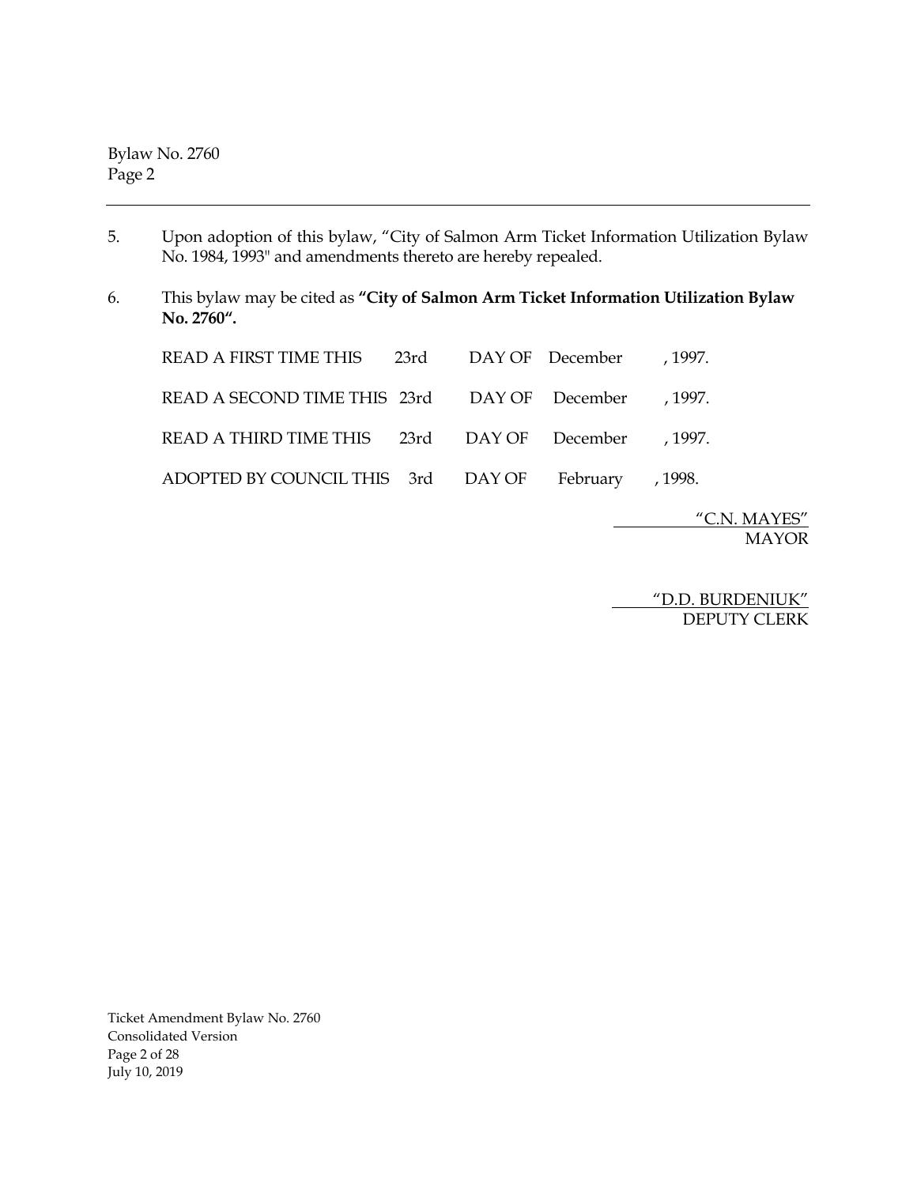5. Upon adoption of this bylaw, “City of Salmon Arm Ticket Information Utilization Bylaw No. 1984, 1993" and amendments thereto are hereby repealed.

6. This bylaw may be cited as **“City of Salmon Arm Ticket Information Utilization Bylaw No. 2760“.**

READ A FIRST TIME THIS 23rd DAY OF December , 1997.

READ A SECOND TIME THIS 23rd DAY OF December , 1997.

READ A THIRD TIME THIS 23rd DAY OF December , 1997.

ADOPTED BY COUNCIL THIS 3rd DAY OF February , 1998.

“C.N. MAYES”
MAYOR

“D.D. BURDENIUK”
DEPUTY CLERK

Ticket Amendment Bylaw No. 2760
Consolidated Version
July 10, 2019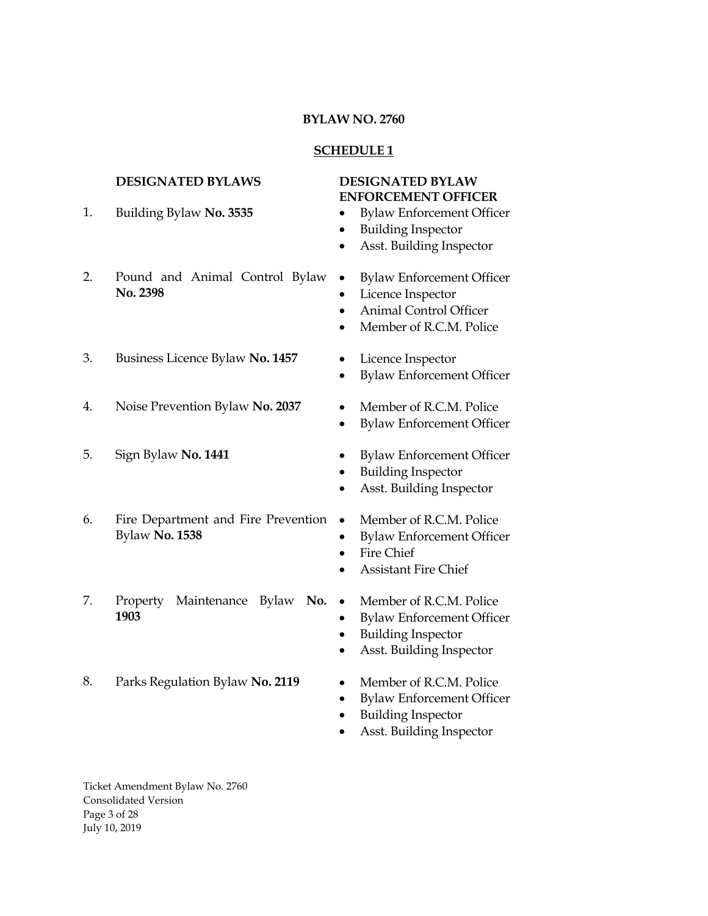**BYLAW NO. 2760**

**SCHEDULE 1**

| **DESIGNATED BYLAWS** | **DESIGNATED BYLAW ENFORCEMENT OFFICER** |
|---|---|
| 1. Building Bylaw **No. 3535** | • Bylaw Enforcement Officer<br>• Building Inspector<br>• Asst. Building Inspector |
| 2. Pound and Animal Control Bylaw **No. 2398** | • Bylaw Enforcement Officer<br>• Licence Inspector<br>• Animal Control Officer<br>• Member of R.C.M. Police |
| 3. Business Licence Bylaw **No. 1457** | • Licence Inspector<br>• Bylaw Enforcement Officer |
| 4. Noise Prevention Bylaw **No. 2037** | • Member of R.C.M. Police<br>• Bylaw Enforcement Officer |
| 5. Sign Bylaw **No. 1441** | • Bylaw Enforcement Officer<br>• Building Inspector<br>• Asst. Building Inspector |
| 6. Fire Department and Fire Prevention Bylaw **No. 1538** | • Member of R.C.M. Police<br>• Bylaw Enforcement Officer<br>• Fire Chief<br>• Assistant Fire Chief |
| 7. Property Maintenance Bylaw **No. 1903** | • Member of R.C.M. Police<br>• Bylaw Enforcement Officer<br>• Building Inspector<br>• Asst. Building Inspector |
| 8. Parks Regulation Bylaw **No. 2119** | • Member of R.C.M. Police<br>• Bylaw Enforcement Officer<br>• Building Inspector<br>• Asst. Building Inspector |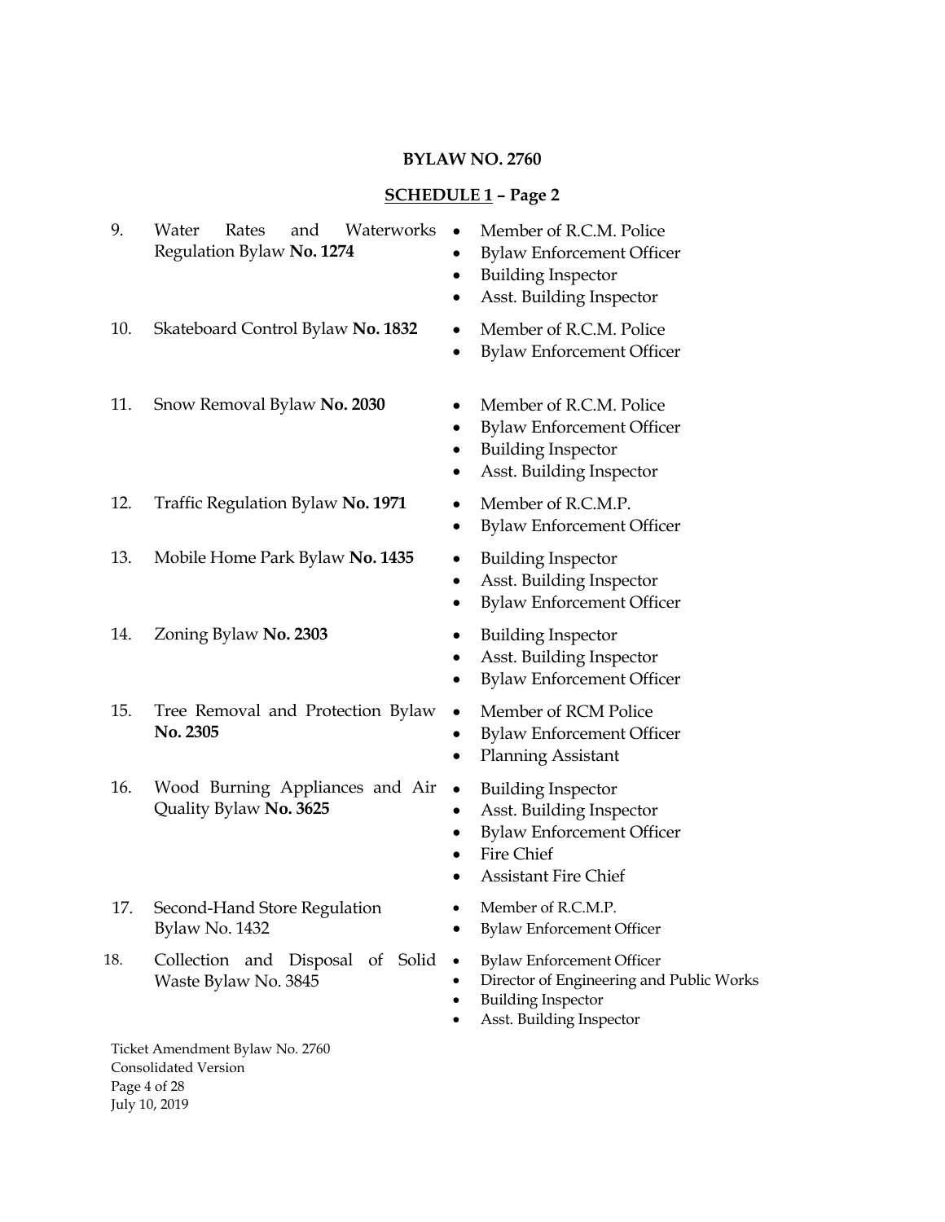**BYLAW NO. 2760**

**<u>SCHEDULE 1</u> – Page 2**

| | | |
|---|---|---|
| 9. | Water Rates and Waterworks Regulation Bylaw **No. 1274** | • Member of R.C.M. Police<br>• Bylaw Enforcement Officer<br>• Building Inspector<br>• Asst. Building Inspector |
| 10. | Skateboard Control Bylaw **No. 1832** | • Member of R.C.M. Police<br>• Bylaw Enforcement Officer |
| 11. | Snow Removal Bylaw **No. 2030** | • Member of R.C.M. Police<br>• Bylaw Enforcement Officer<br>• Building Inspector<br>• Asst. Building Inspector |
| 12. | Traffic Regulation Bylaw **No. 1971** | • Member of R.C.M.P.<br>• Bylaw Enforcement Officer |
| 13. | Mobile Home Park Bylaw **No. 1435** | • Building Inspector<br>• Asst. Building Inspector<br>• Bylaw Enforcement Officer |
| 14. | Zoning Bylaw **No. 2303** | • Building Inspector<br>• Asst. Building Inspector<br>• Bylaw Enforcement Officer |
| 15. | Tree Removal and Protection Bylaw **No. 2305** | • Member of RCM Police<br>• Bylaw Enforcement Officer<br>• Planning Assistant |
| 16. | Wood Burning Appliances and Air Quality Bylaw **No. 3625** | • Building Inspector<br>• Asst. Building Inspector<br>• Bylaw Enforcement Officer<br>• Fire Chief<br>• Assistant Fire Chief |
| 17. | Second-Hand Store Regulation Bylaw No. 1432 | • Member of R.C.M.P.<br>• Bylaw Enforcement Officer |
| 18. | Collection and Disposal of Solid Waste Bylaw No. 3845 | • Bylaw Enforcement Officer<br>• Director of Engineering and Public Works<br>• Building Inspector<br>• Asst. Building Inspector |

Ticket Amendment Bylaw No. 2760
Consolidated Version
July 10, 2019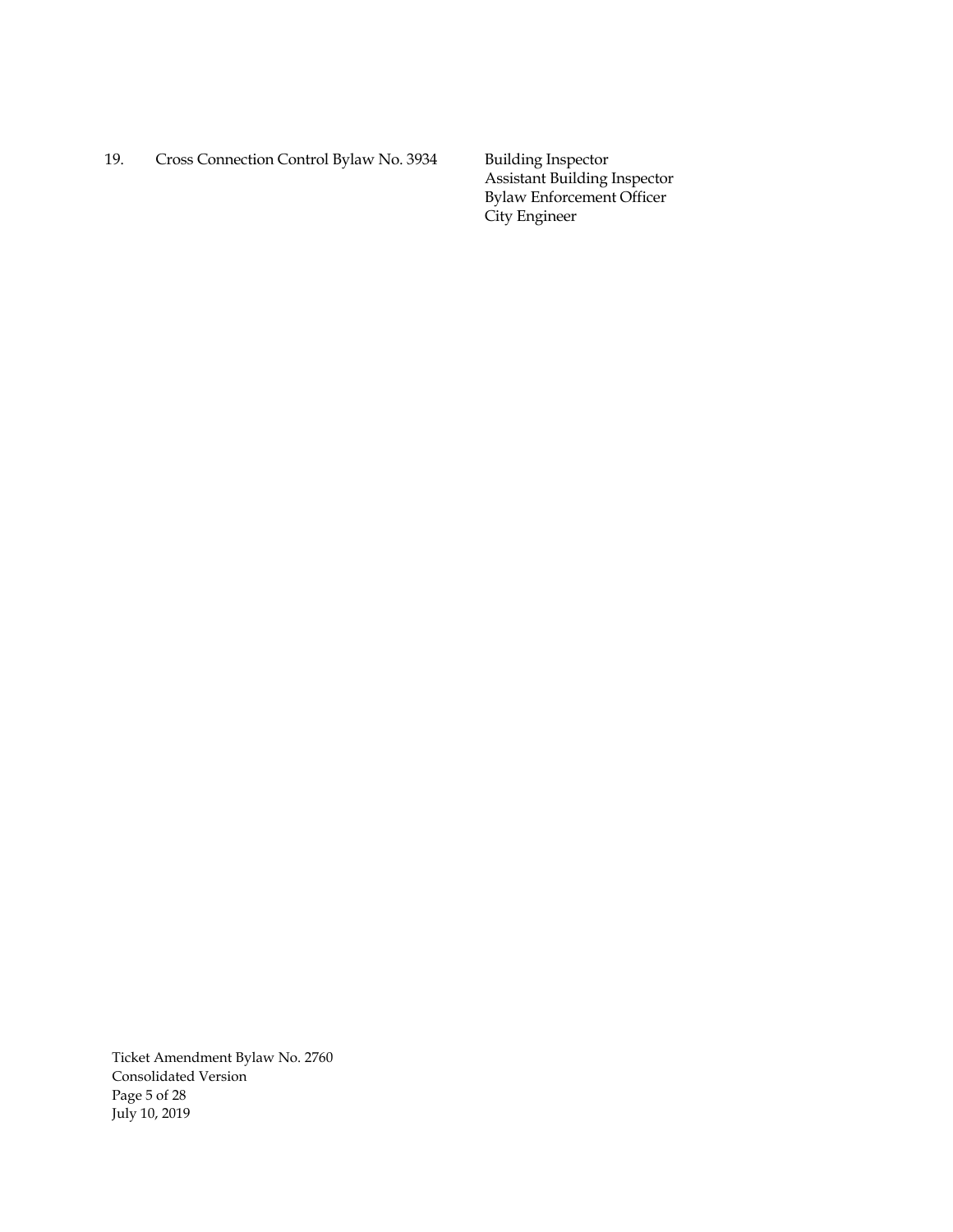| | | |
|---|---|---|
| 19. | Cross Connection Control Bylaw No. 3934 | Building Inspector<br>Assistant Building Inspector<br>Bylaw Enforcement Officer<br>City Engineer |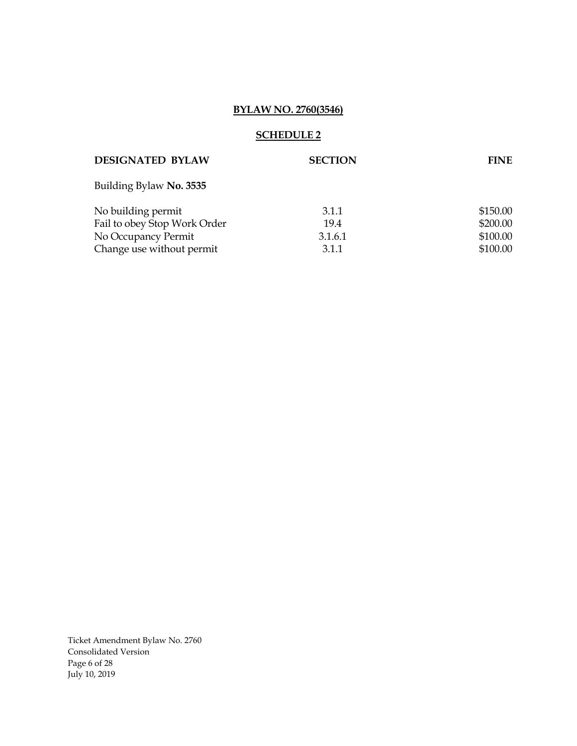**BYLAW NO. 2760(3546)**

**SCHEDULE 2**

| DESIGNATED BYLAW | SECTION | FINE |
| --- | --- | --- |
| Building Bylaw **No. 3535** | | |
| No building permit | 3.1.1 | \$150.00 |
| Fail to obey Stop Work Order | 19.4 | \$200.00 |
| No Occupancy Permit | 3.1.6.1 | \$100.00 |
| Change use without permit | 3.1.1 | \$100.00 |

Ticket Amendment Bylaw No. 2760
Consolidated Version
July 10, 2019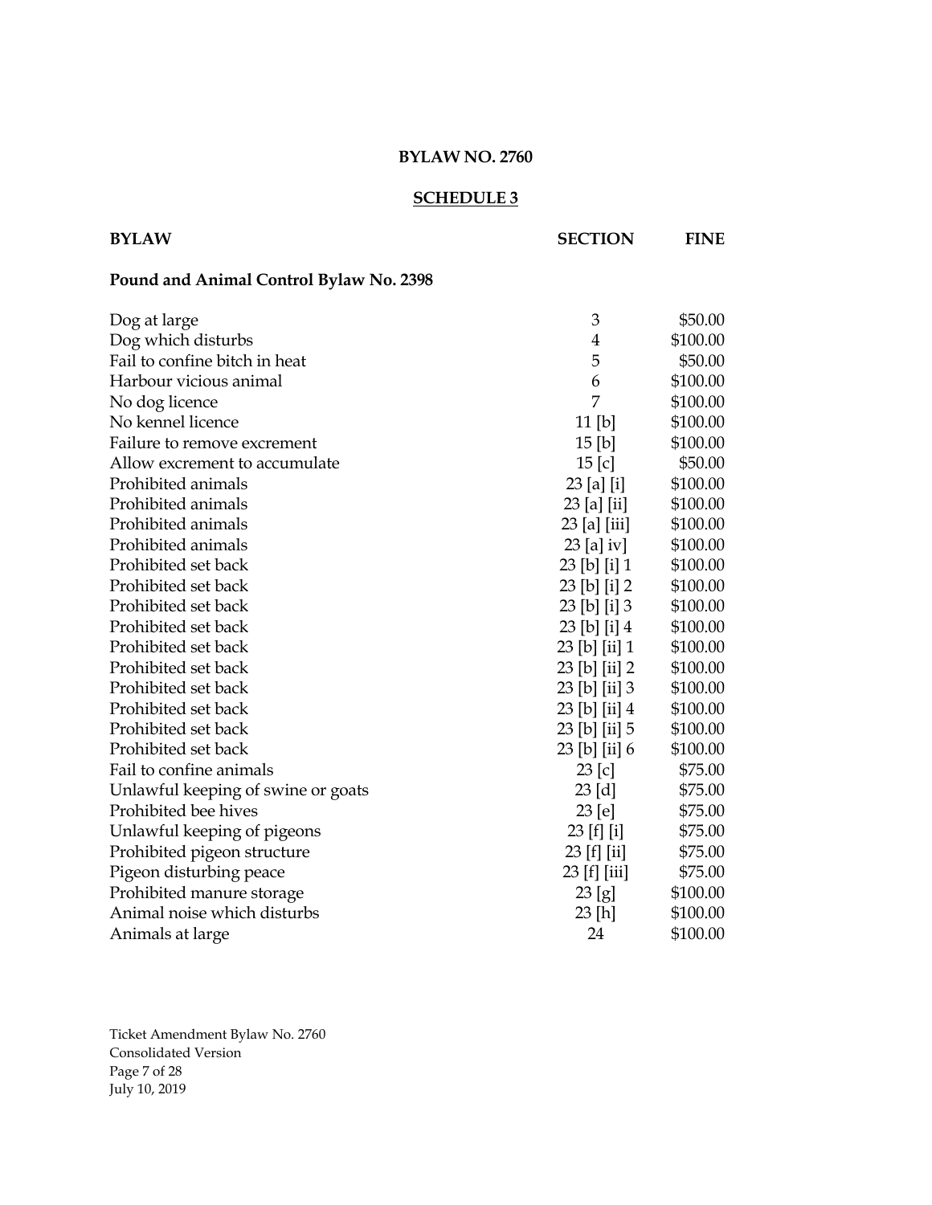**BYLAW NO. 2760**

**SCHEDULE 3**

| BYLAW | SECTION | FINE |
|---|---|---|
| **Pound and Animal Control Bylaw No. 2398** | | |
| Dog at large | 3 | $50.00 |
| Dog which disturbs | 4 | $100.00 |
| Fail to confine bitch in heat | 5 | $50.00 |
| Harbour vicious animal | 6 | $100.00 |
| No dog licence | 7 | $100.00 |
| No kennel licence | 11 [b] | $100.00 |
| Failure to remove excrement | 15 [b] | $100.00 |
| Allow excrement to accumulate | 15 [c] | $50.00 |
| Prohibited animals | 23 [a] [i] | $100.00 |
| Prohibited animals | 23 [a] [ii] | $100.00 |
| Prohibited animals | 23 [a] [iii] | $100.00 |
| Prohibited animals | 23 [a] iv] | $100.00 |
| Prohibited set back | 23 [b] [i] 1 | $100.00 |
| Prohibited set back | 23 [b] [i] 2 | $100.00 |
| Prohibited set back | 23 [b] [i] 3 | $100.00 |
| Prohibited set back | 23 [b] [i] 4 | $100.00 |
| Prohibited set back | 23 [b] [ii] 1 | $100.00 |
| Prohibited set back | 23 [b] [ii] 2 | $100.00 |
| Prohibited set back | 23 [b] [ii] 3 | $100.00 |
| Prohibited set back | 23 [b] [ii] 4 | $100.00 |
| Prohibited set back | 23 [b] [ii] 5 | $100.00 |
| Prohibited set back | 23 [b] [ii] 6 | $100.00 |
| Fail to confine animals | 23 [c] | $75.00 |
| Unlawful keeping of swine or goats | 23 [d] | $75.00 |
| Prohibited bee hives | 23 [e] | $75.00 |
| Unlawful keeping of pigeons | 23 [f] [i] | $75.00 |
| Prohibited pigeon structure | 23 [f] [ii] | $75.00 |
| Pigeon disturbing peace | 23 [f] [iii] | $75.00 |
| Prohibited manure storage | 23 [g] | $100.00 |
| Animal noise which disturbs | 23 [h] | $100.00 |
| Animals at large | 24 | $100.00 |

Ticket Amendment Bylaw No. 2760
Consolidated Version
July 10, 2019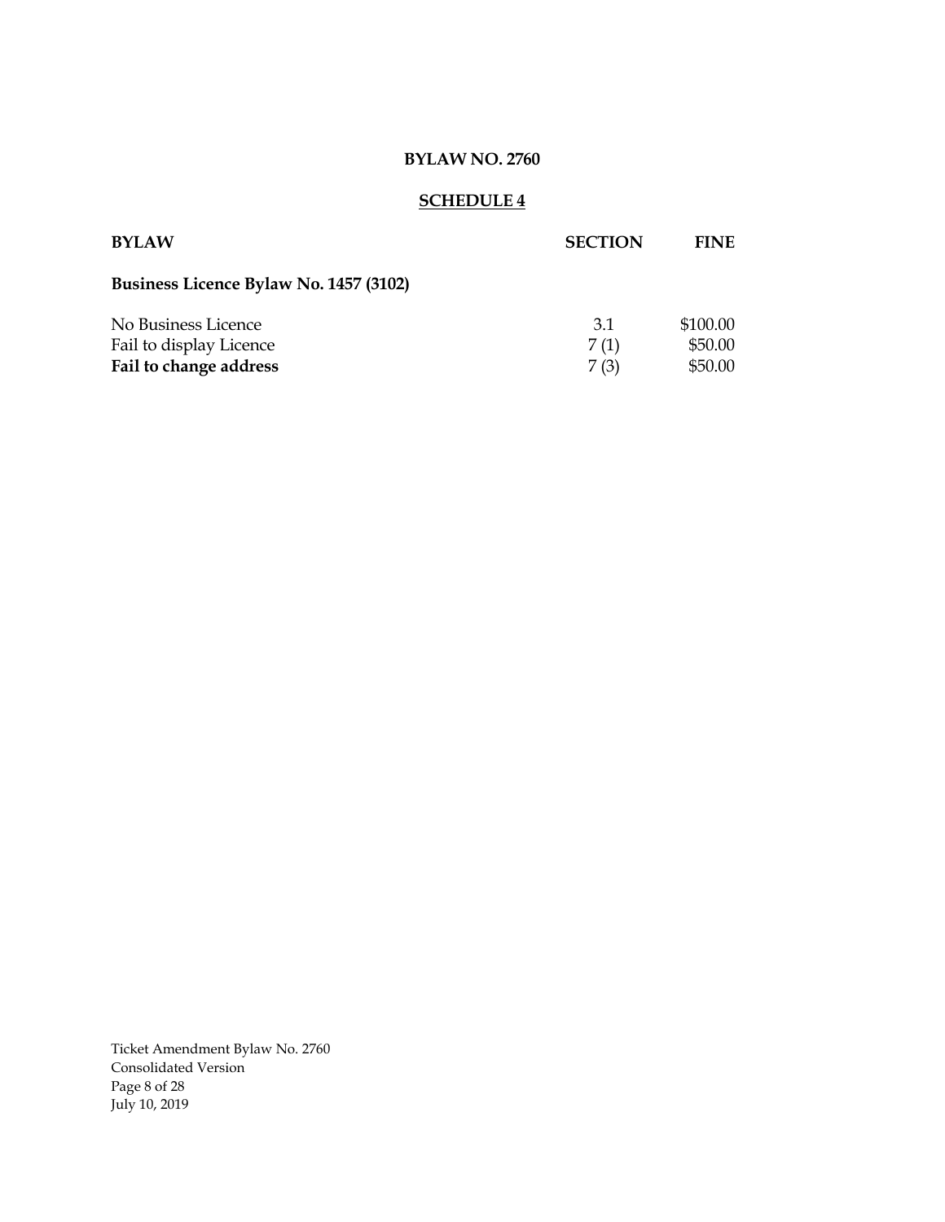**BYLAW NO. 2760**

**SCHEDULE 4**

| **BYLAW** | **SECTION** | **FINE** |
|---|---|---|
| **Business Licence Bylaw No. 1457 (3102)** | | |
| No Business Licence | 3.1 | $100.00 |
| Fail to display Licence | 7 (1) | $50.00 |
| **Fail to change address** | 7 (3) | $50.00 |

Ticket Amendment Bylaw No. 2760
Consolidated Version
July 10, 2019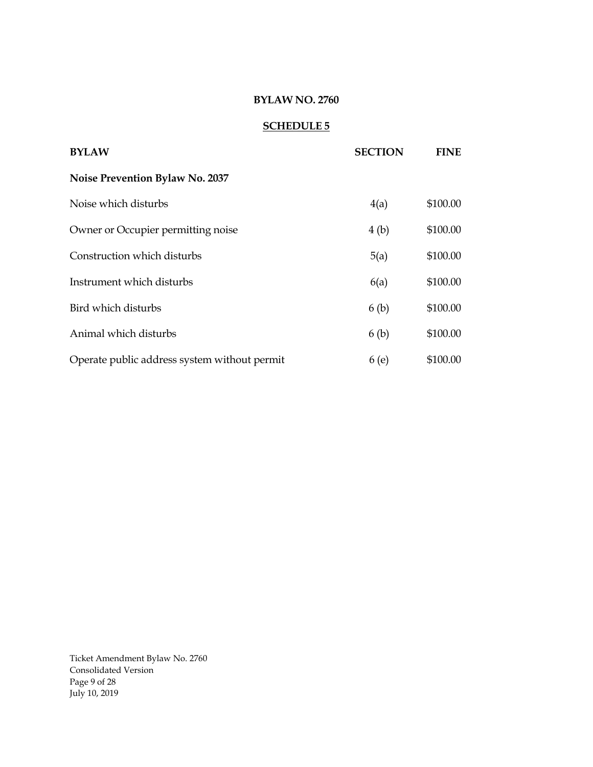**BYLAW NO. 2760**

**SCHEDULE 5**

| BYLAW | SECTION | FINE |
|---|---|---|
| **Noise Prevention Bylaw No. 2037** | | |
| Noise which disturbs | 4(a) | \$100.00 |
| Owner or Occupier permitting noise | 4 (b) | \$100.00 |
| Construction which disturbs | 5(a) | \$100.00 |
| Instrument which disturbs | 6(a) | \$100.00 |
| Bird which disturbs | 6 (b) | \$100.00 |
| Animal which disturbs | 6 (b) | \$100.00 |
| Operate public address system without permit | 6 (e) | \$100.00 |

Ticket Amendment Bylaw No. 2760
Consolidated Version
July 10, 2019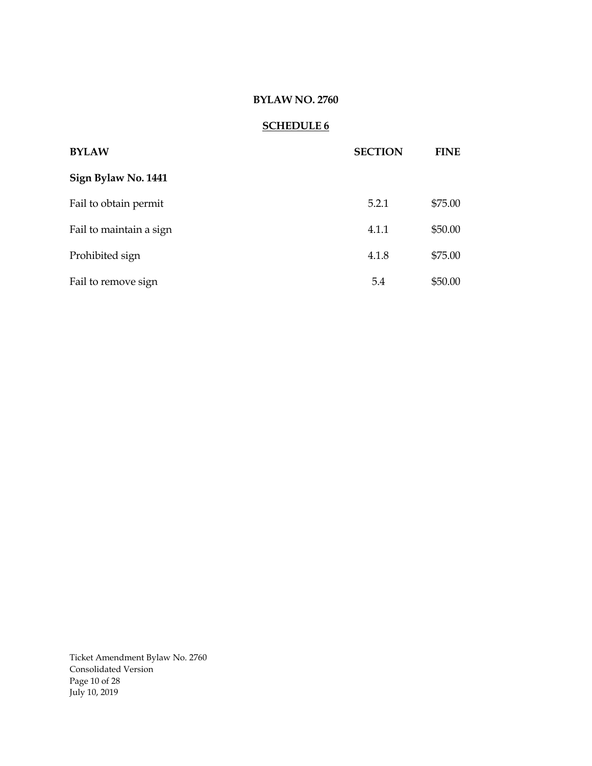**BYLAW NO. 2760**

**SCHEDULE 6**

| **BYLAW** | **SECTION** | **FINE** |
| --- | --- | --- |
| **Sign Bylaw No. 1441** | | |
| Fail to obtain permit | 5.2.1 | $75.00 |
| Fail to maintain a sign | 4.1.1 | $50.00 |
| Prohibited sign | 4.1.8 | $75.00 |
| Fail to remove sign | 5.4 | $50.00 |

Ticket Amendment Bylaw No. 2760
Consolidated Version
July 10, 2019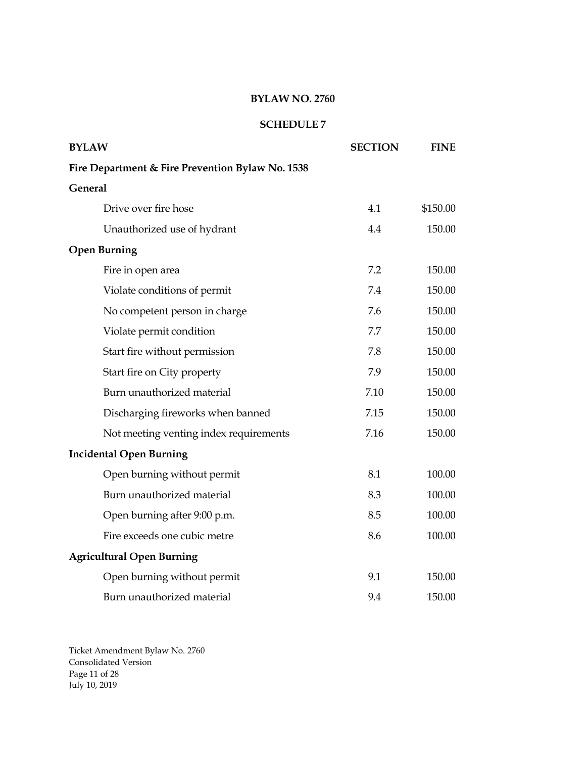**BYLAW NO. 2760**

**SCHEDULE 7**

| **BYLAW** | **SECTION** | **FINE** |
|---|---|---|
| **Fire Department & Fire Prevention Bylaw No. 1538** | | |
| **General** | | |
| Drive over fire hose | 4.1 | $150.00 |
| Unauthorized use of hydrant | 4.4 | 150.00 |
| **Open Burning** | | |
| Fire in open area | 7.2 | 150.00 |
| Violate conditions of permit | 7.4 | 150.00 |
| No competent person in charge | 7.6 | 150.00 |
| Violate permit condition | 7.7 | 150.00 |
| Start fire without permission | 7.8 | 150.00 |
| Start fire on City property | 7.9 | 150.00 |
| Burn unauthorized material | 7.10 | 150.00 |
| Discharging fireworks when banned | 7.15 | 150.00 |
| Not meeting venting index requirements | 7.16 | 150.00 |
| **Incidental Open Burning** | | |
| Open burning without permit | 8.1 | 100.00 |
| Burn unauthorized material | 8.3 | 100.00 |
| Open burning after 9:00 p.m. | 8.5 | 100.00 |
| Fire exceeds one cubic metre | 8.6 | 100.00 |
| **Agricultural Open Burning** | | |
| Open burning without permit | 9.1 | 150.00 |
| Burn unauthorized material | 9.4 | 150.00 |

Ticket Amendment Bylaw No. 2760
Consolidated Version
July 10, 2019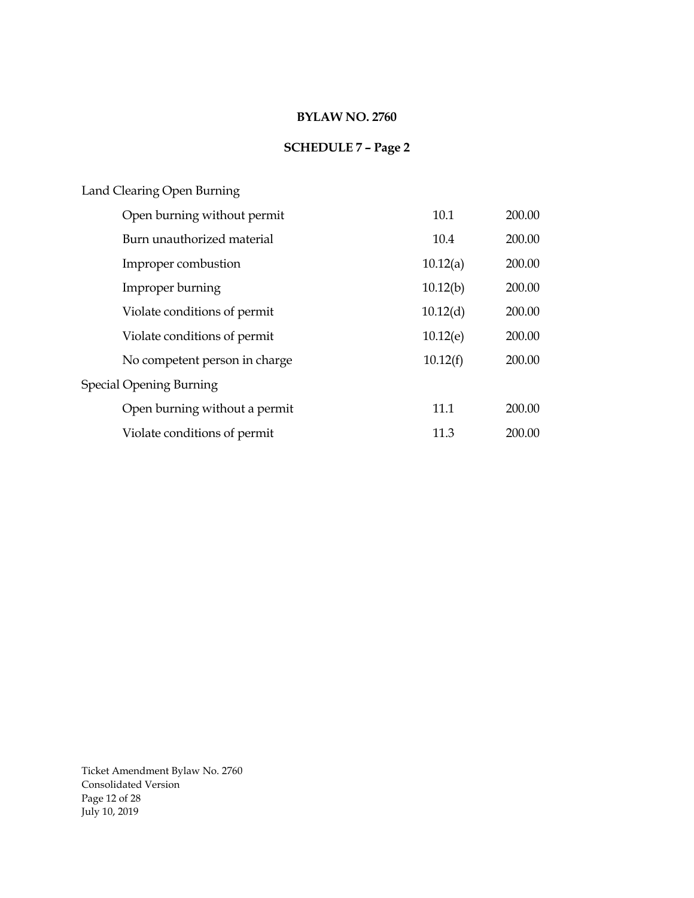**BYLAW NO. 2760**

**SCHEDULE 7 – Page 2**

| | | |
|---|---|---|
| Land Clearing Open Burning | | |
| Open burning without permit | 10.1 | 200.00 |
| Burn unauthorized material | 10.4 | 200.00 |
| Improper combustion | 10.12(a) | 200.00 |
| Improper burning | 10.12(b) | 200.00 |
| Violate conditions of permit | 10.12(d) | 200.00 |
| Violate conditions of permit | 10.12(e) | 200.00 |
| No competent person in charge | 10.12(f) | 200.00 |
| Special Opening Burning | | |
| Open burning without a permit | 11.1 | 200.00 |
| Violate conditions of permit | 11.3 | 200.00 |

Ticket Amendment Bylaw No. 2760
Consolidated Version
July 10, 2019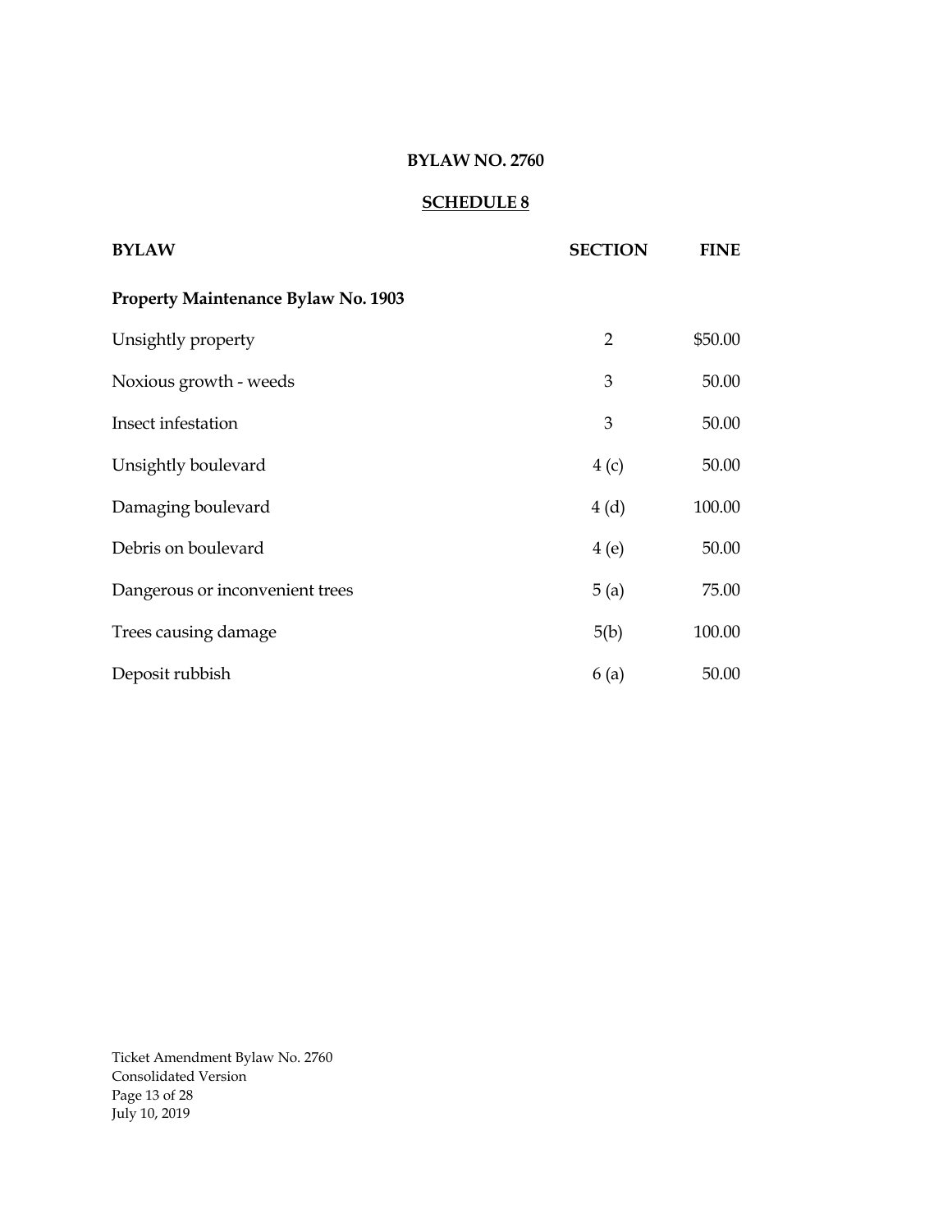**BYLAW NO. 2760**

**SCHEDULE 8**

| BYLAW | SECTION | FINE |
|---|---|---|
| **Property Maintenance Bylaw No. 1903** | | |
| Unsightly property | 2 | $50.00 |
| Noxious growth - weeds | 3 | 50.00 |
| Insect infestation | 3 | 50.00 |
| Unsightly boulevard | 4 (c) | 50.00 |
| Damaging boulevard | 4 (d) | 100.00 |
| Debris on boulevard | 4 (e) | 50.00 |
| Dangerous or inconvenient trees | 5 (a) | 75.00 |
| Trees causing damage | 5(b) | 100.00 |
| Deposit rubbish | 6 (a) | 50.00 |

Ticket Amendment Bylaw No. 2760
Consolidated Version
July 10, 2019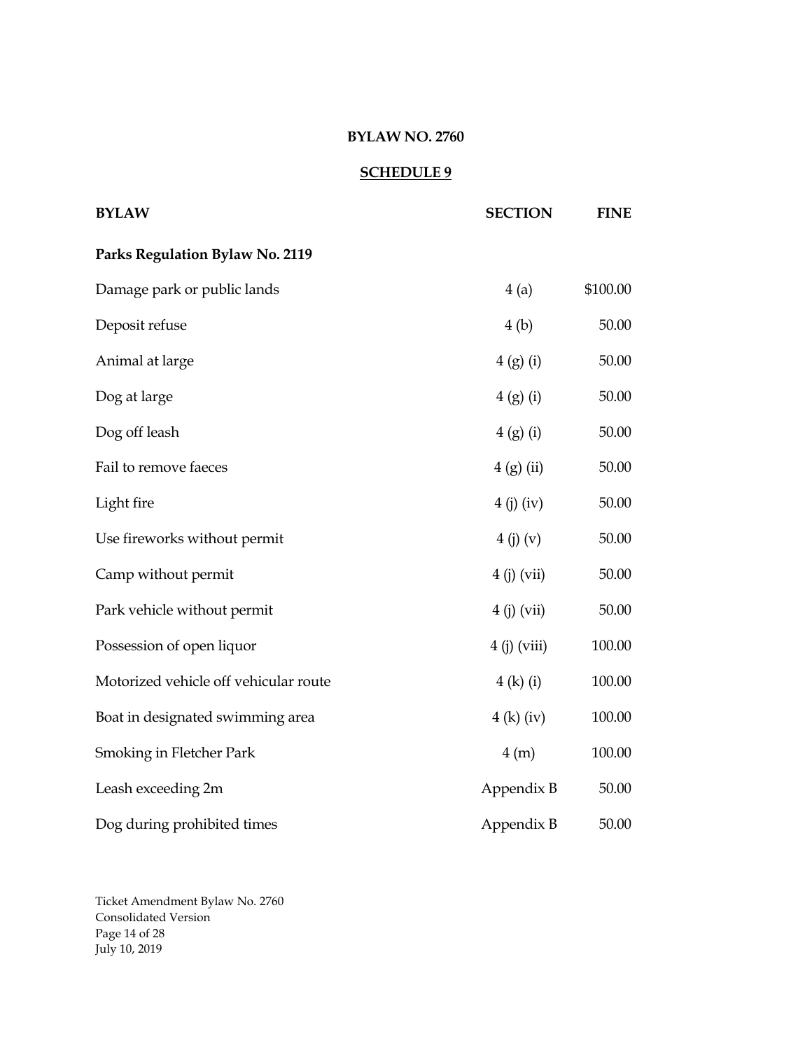**BYLAW NO. 2760**

**SCHEDULE 9**

| BYLAW | SECTION | FINE |
| --- | --- | --- |
| **Parks Regulation Bylaw No. 2119** | | |
| Damage park or public lands | 4 (a) | $100.00 |
| Deposit refuse | 4 (b) | 50.00 |
| Animal at large | 4 (g) (i) | 50.00 |
| Dog at large | 4 (g) (i) | 50.00 |
| Dog off leash | 4 (g) (i) | 50.00 |
| Fail to remove faeces | 4 (g) (ii) | 50.00 |
| Light fire | 4 (j) (iv) | 50.00 |
| Use fireworks without permit | 4 (j) (v) | 50.00 |
| Camp without permit | 4 (j) (vii) | 50.00 |
| Park vehicle without permit | 4 (j) (vii) | 50.00 |
| Possession of open liquor | 4 (j) (viii) | 100.00 |
| Motorized vehicle off vehicular route | 4 (k) (i) | 100.00 |
| Boat in designated swimming area | 4 (k) (iv) | 100.00 |
| Smoking in Fletcher Park | 4 (m) | 100.00 |
| Leash exceeding 2m | Appendix B | 50.00 |
| Dog during prohibited times | Appendix B | 50.00 |

Ticket Amendment Bylaw No. 2760
Consolidated Version
July 10, 2019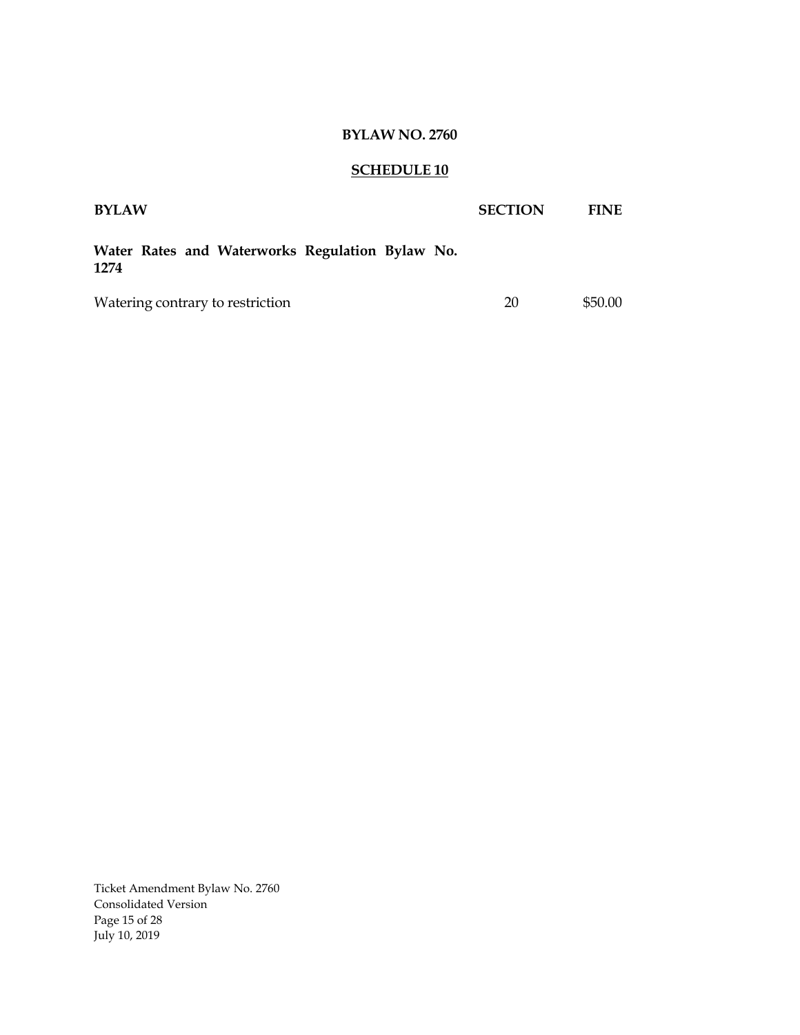**BYLAW NO. 2760**

**SCHEDULE 10**

| BYLAW | SECTION | FINE |
|---|---|---|
| **Water Rates and Waterworks Regulation Bylaw No. 1274** | | |
| Watering contrary to restriction | 20 | $50.00 |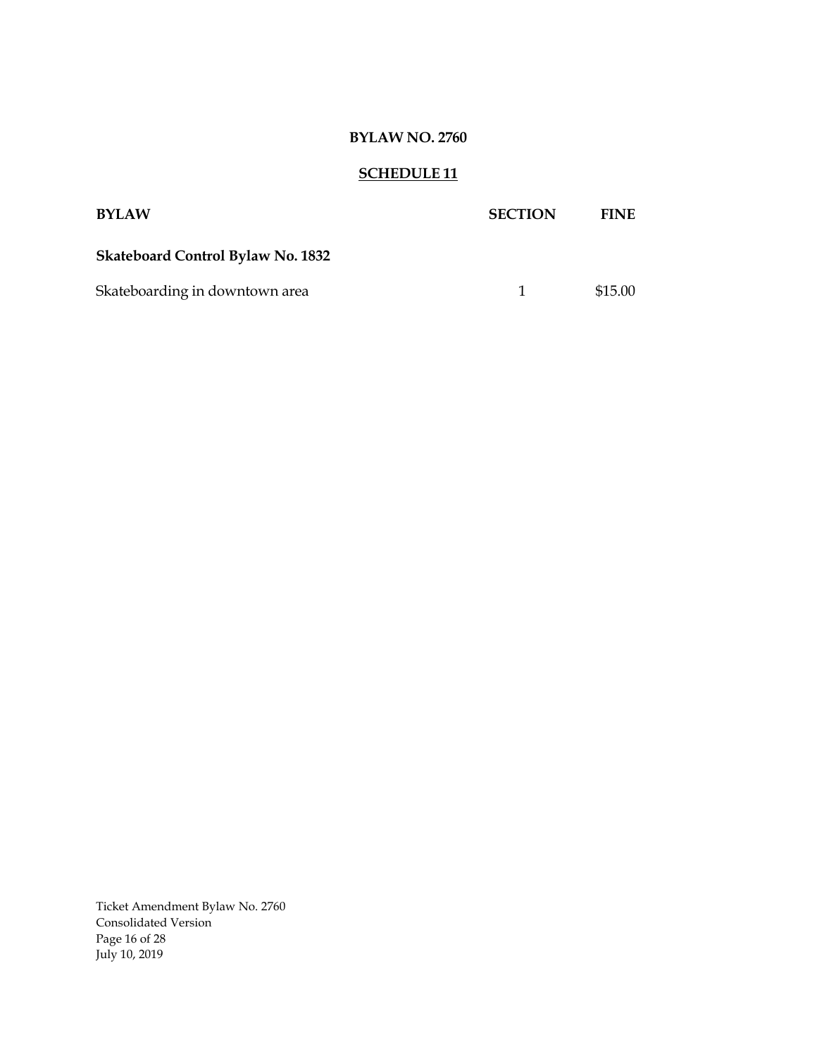**BYLAW NO. 2760**

**SCHEDULE 11**

| **BYLAW** | **SECTION** | **FINE** |
|---|---|---|
| **Skateboard Control Bylaw No. 1832** | | |
| Skateboarding in downtown area | 1 | \$15.00 |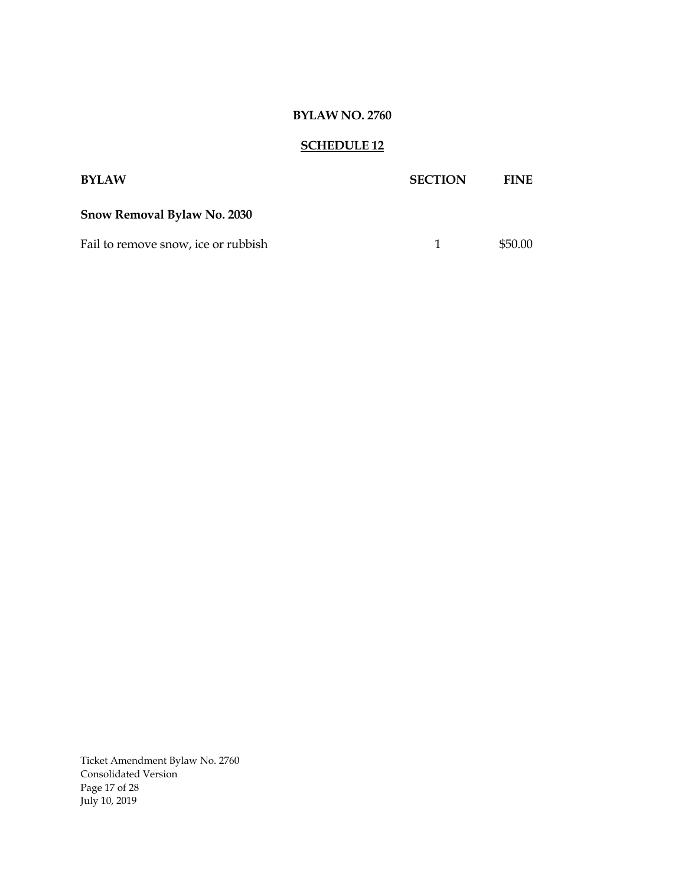**BYLAW NO. 2760**

**SCHEDULE 12**

| BYLAW | SECTION | FINE |
| --- | --- | --- |
| **Snow Removal Bylaw No. 2030** | | |
| Fail to remove snow, ice or rubbish | 1 | $50.00 |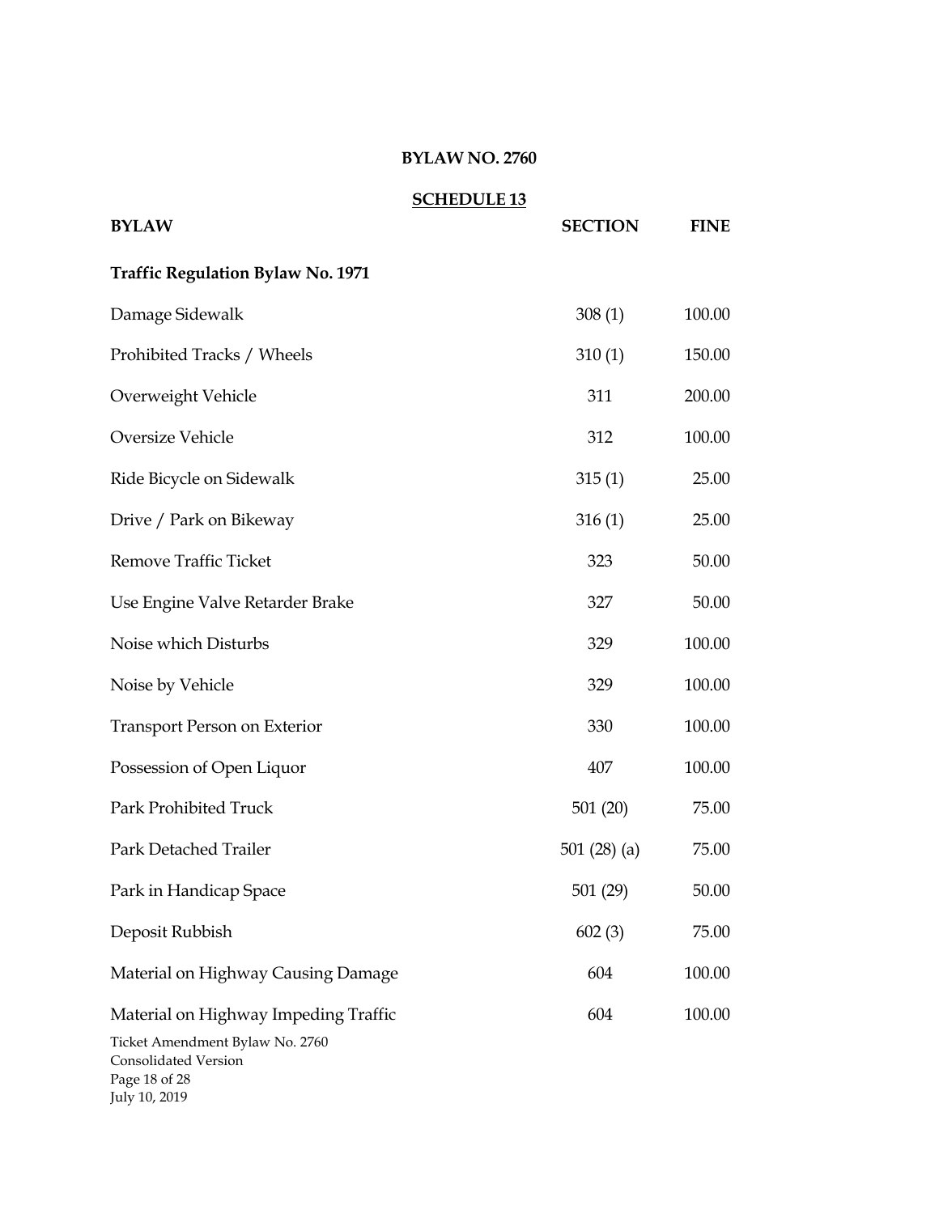## BYLAW NO. 2760

### SCHEDULE 13

| BYLAW | SECTION | FINE |
|---|---|---|
| **Traffic Regulation Bylaw No. 1971** | | |
| Damage Sidewalk | 308 (1) | 100.00 |
| Prohibited Tracks / Wheels | 310 (1) | 150.00 |
| Overweight Vehicle | 311 | 200.00 |
| Oversize Vehicle | 312 | 100.00 |
| Ride Bicycle on Sidewalk | 315 (1) | 25.00 |
| Drive / Park on Bikeway | 316 (1) | 25.00 |
| Remove Traffic Ticket | 323 | 50.00 |
| Use Engine Valve Retarder Brake | 327 | 50.00 |
| Noise which Disturbs | 329 | 100.00 |
| Noise by Vehicle | 329 | 100.00 |
| Transport Person on Exterior | 330 | 100.00 |
| Possession of Open Liquor | 407 | 100.00 |
| Park Prohibited Truck | 501 (20) | 75.00 |
| Park Detached Trailer | 501 (28) (a) | 75.00 |
| Park in Handicap Space | 501 (29) | 50.00 |
| Deposit Rubbish | 602 (3) | 75.00 |
| Material on Highway Causing Damage | 604 | 100.00 |
| Material on Highway Impeding Traffic | 604 | 100.00 |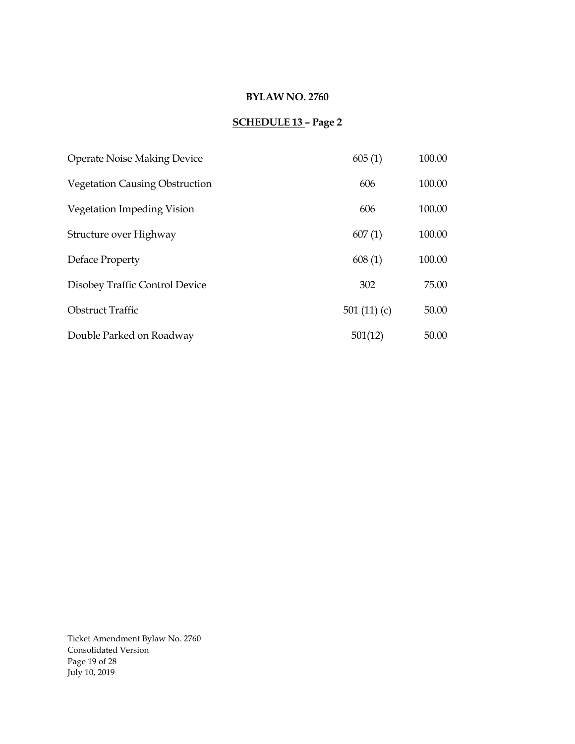**BYLAW NO. 2760**

**SCHEDULE 13 – Page 2**

| | | |
|---|---|---|
| Operate Noise Making Device | 605 (1) | 100.00 |
| Vegetation Causing Obstruction | 606 | 100.00 |
| Vegetation Impeding Vision | 606 | 100.00 |
| Structure over Highway | 607 (1) | 100.00 |
| Deface Property | 608 (1) | 100.00 |
| Disobey Traffic Control Device | 302 | 75.00 |
| Obstruct Traffic | 501 (11) (c) | 50.00 |
| Double Parked on Roadway | 501(12) | 50.00 |

Ticket Amendment Bylaw No. 2760
Consolidated Version
July 10, 2019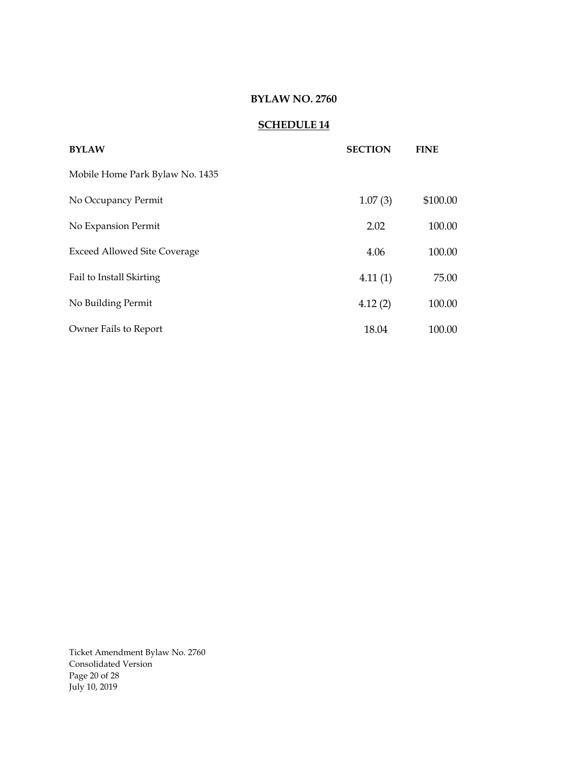**BYLAW NO. 2760**

**SCHEDULE 14**

| BYLAW | SECTION | FINE |
|---|---|---|
| Mobile Home Park Bylaw No. 1435 | | |
| No Occupancy Permit | 1.07 (3) | $100.00 |
| No Expansion Permit | 2.02 | 100.00 |
| Exceed Allowed Site Coverage | 4.06 | 100.00 |
| Fail to Install Skirting | 4.11 (1) | 75.00 |
| No Building Permit | 4.12 (2) | 100.00 |
| Owner Fails to Report | 18.04 | 100.00 |

Ticket Amendment Bylaw No. 2760
Consolidated Version
July 10, 2019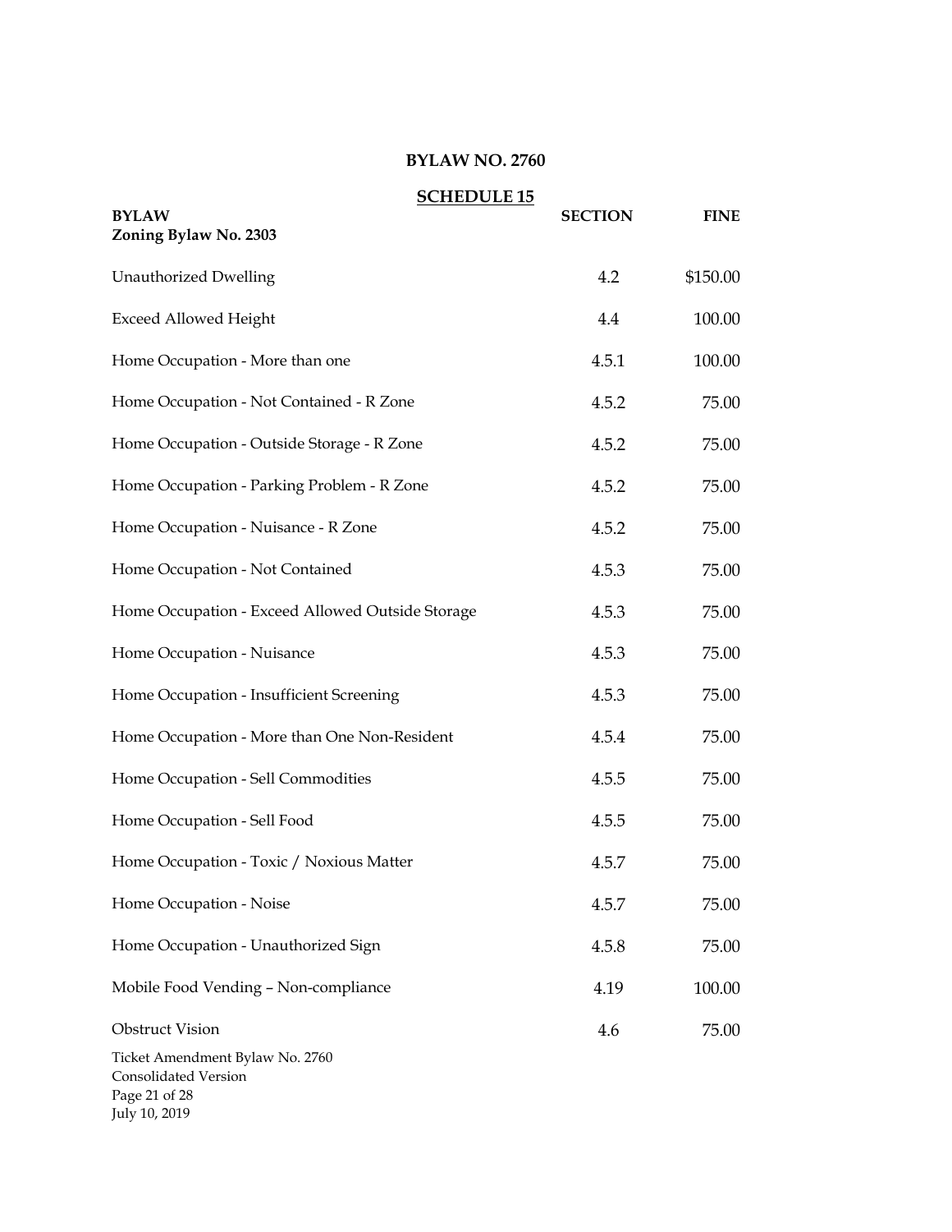## BYLAW NO. 2760

### SCHEDULE 15

| BYLAW<br>Zoning Bylaw No. 2303 | SECTION | FINE |
|---|---|---|
| Unauthorized Dwelling | 4.2 | $150.00 |
| Exceed Allowed Height | 4.4 | 100.00 |
| Home Occupation - More than one | 4.5.1 | 100.00 |
| Home Occupation - Not Contained - R Zone | 4.5.2 | 75.00 |
| Home Occupation - Outside Storage - R Zone | 4.5.2 | 75.00 |
| Home Occupation - Parking Problem - R Zone | 4.5.2 | 75.00 |
| Home Occupation - Nuisance - R Zone | 4.5.2 | 75.00 |
| Home Occupation - Not Contained | 4.5.3 | 75.00 |
| Home Occupation - Exceed Allowed Outside Storage | 4.5.3 | 75.00 |
| Home Occupation - Nuisance | 4.5.3 | 75.00 |
| Home Occupation - Insufficient Screening | 4.5.3 | 75.00 |
| Home Occupation - More than One Non-Resident | 4.5.4 | 75.00 |
| Home Occupation - Sell Commodities | 4.5.5 | 75.00 |
| Home Occupation - Sell Food | 4.5.5 | 75.00 |
| Home Occupation - Toxic / Noxious Matter | 4.5.7 | 75.00 |
| Home Occupation - Noise | 4.5.7 | 75.00 |
| Home Occupation - Unauthorized Sign | 4.5.8 | 75.00 |
| Mobile Food Vending – Non-compliance | 4.19 | 100.00 |
| Obstruct Vision | 4.6 | 75.00 |

Ticket Amendment Bylaw No. 2760
Consolidated Version
July 10, 2019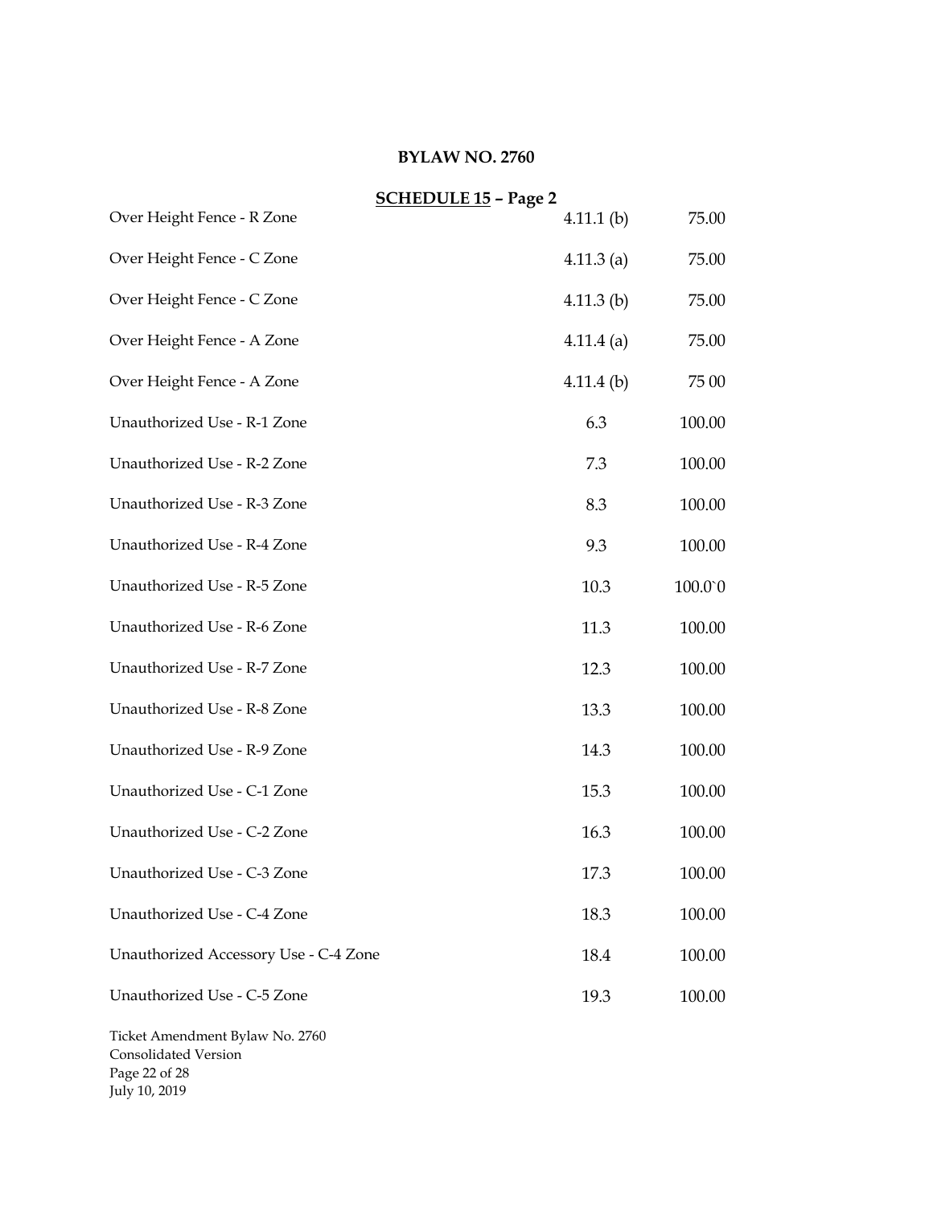**BYLAW NO. 2760**

**<u>SCHEDULE 15</u> – Page 2**

| | | |
|---|---|---|
| Over Height Fence - R Zone | 4.11.1 (b) | 75.00 |
| Over Height Fence - C Zone | 4.11.3 (a) | 75.00 |
| Over Height Fence - C Zone | 4.11.3 (b) | 75.00 |
| Over Height Fence - A Zone | 4.11.4 (a) | 75.00 |
| Over Height Fence - A Zone | 4.11.4 (b) | 75 00 |
| Unauthorized Use - R-1 Zone | 6.3 | 100.00 |
| Unauthorized Use - R-2 Zone | 7.3 | 100.00 |
| Unauthorized Use - R-3 Zone | 8.3 | 100.00 |
| Unauthorized Use - R-4 Zone | 9.3 | 100.00 |
| Unauthorized Use - R-5 Zone | 10.3 | 100.0`0 |
| Unauthorized Use - R-6 Zone | 11.3 | 100.00 |
| Unauthorized Use - R-7 Zone | 12.3 | 100.00 |
| Unauthorized Use - R-8 Zone | 13.3 | 100.00 |
| Unauthorized Use - R-9 Zone | 14.3 | 100.00 |
| Unauthorized Use - C-1 Zone | 15.3 | 100.00 |
| Unauthorized Use - C-2 Zone | 16.3 | 100.00 |
| Unauthorized Use - C-3 Zone | 17.3 | 100.00 |
| Unauthorized Use - C-4 Zone | 18.3 | 100.00 |
| Unauthorized Accessory Use - C-4 Zone | 18.4 | 100.00 |
| Unauthorized Use - C-5 Zone | 19.3 | 100.00 |

Ticket Amendment Bylaw No. 2760
Consolidated Version
July 10, 2019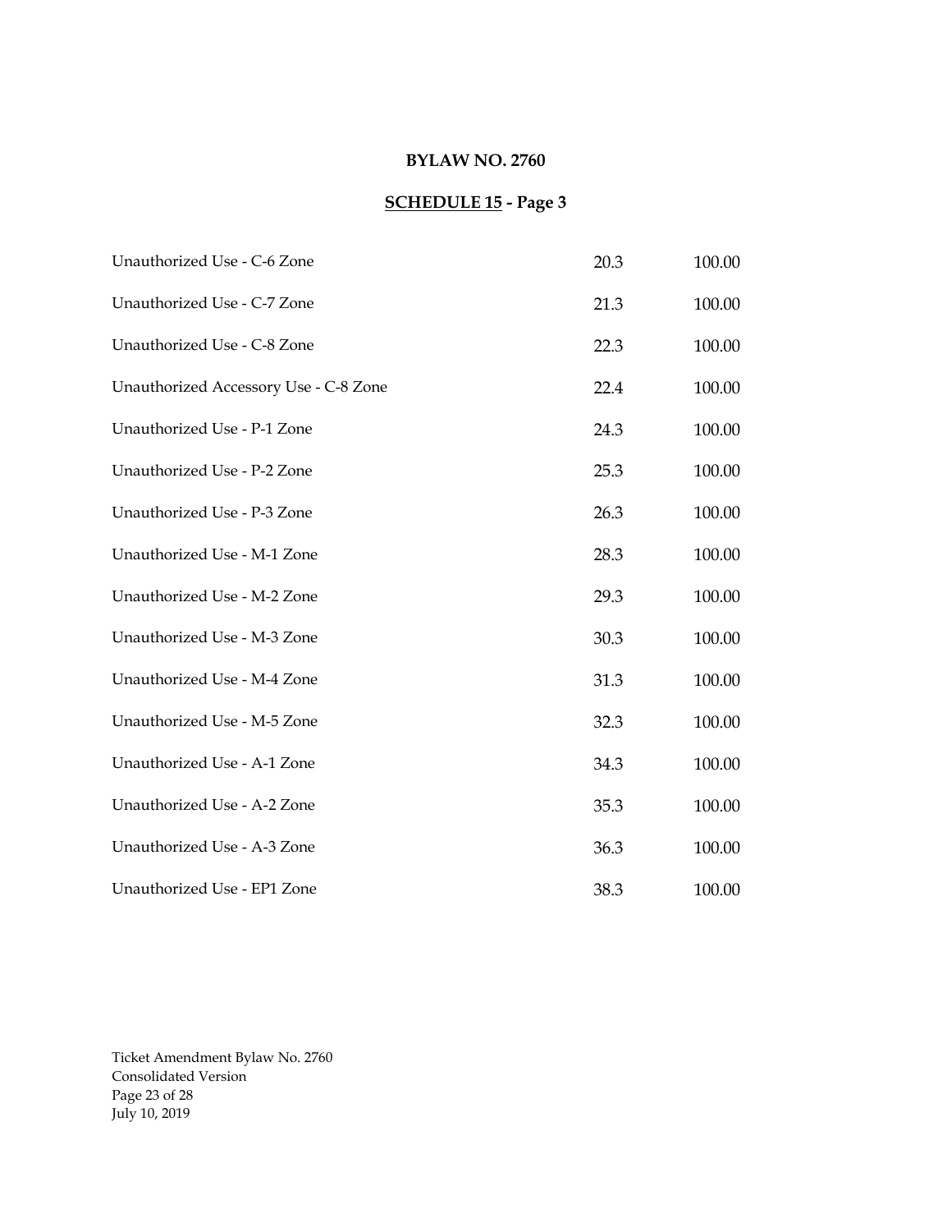**BYLAW NO. 2760**

**<u>SCHEDULE 15</u> - Page 3**

| | | |
|---|---|---|
| Unauthorized Use - C-6 Zone | 20.3 | 100.00 |
| Unauthorized Use - C-7 Zone | 21.3 | 100.00 |
| Unauthorized Use - C-8 Zone | 22.3 | 100.00 |
| Unauthorized Accessory Use - C-8 Zone | 22.4 | 100.00 |
| Unauthorized Use - P-1 Zone | 24.3 | 100.00 |
| Unauthorized Use - P-2 Zone | 25.3 | 100.00 |
| Unauthorized Use - P-3 Zone | 26.3 | 100.00 |
| Unauthorized Use - M-1 Zone | 28.3 | 100.00 |
| Unauthorized Use - M-2 Zone | 29.3 | 100.00 |
| Unauthorized Use - M-3 Zone | 30.3 | 100.00 |
| Unauthorized Use - M-4 Zone | 31.3 | 100.00 |
| Unauthorized Use - M-5 Zone | 32.3 | 100.00 |
| Unauthorized Use - A-1 Zone | 34.3 | 100.00 |
| Unauthorized Use - A-2 Zone | 35.3 | 100.00 |
| Unauthorized Use - A-3 Zone | 36.3 | 100.00 |
| Unauthorized Use - EP1 Zone | 38.3 | 100.00 |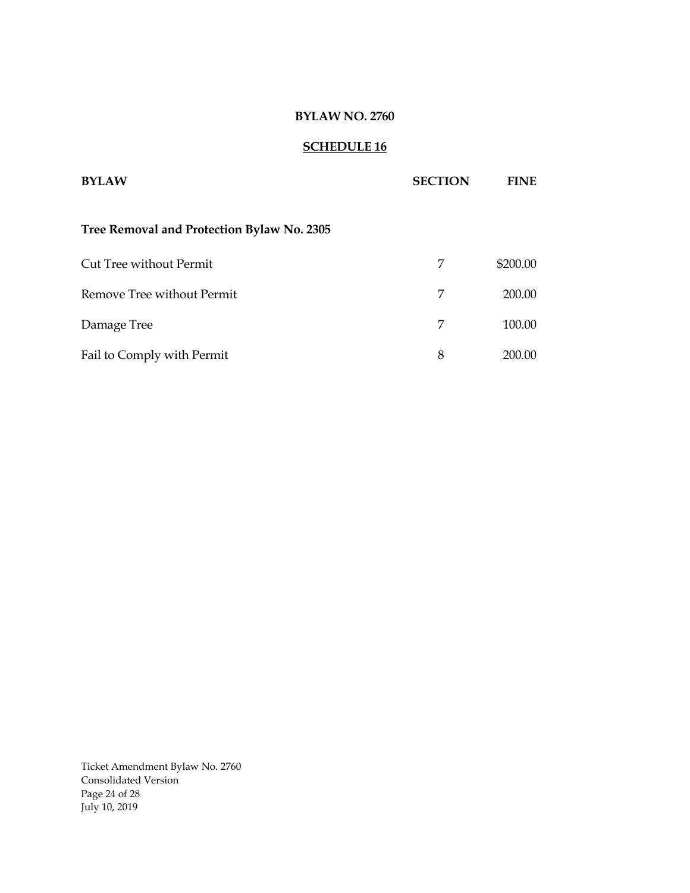**BYLAW NO. 2760**

**SCHEDULE 16**

| BYLAW | SECTION | FINE |
| --- | --- | --- |
| **Tree Removal and Protection Bylaw No. 2305** | | |
| Cut Tree without Permit | 7 | $200.00 |
| Remove Tree without Permit | 7 | 200.00 |
| Damage Tree | 7 | 100.00 |
| Fail to Comply with Permit | 8 | 200.00 |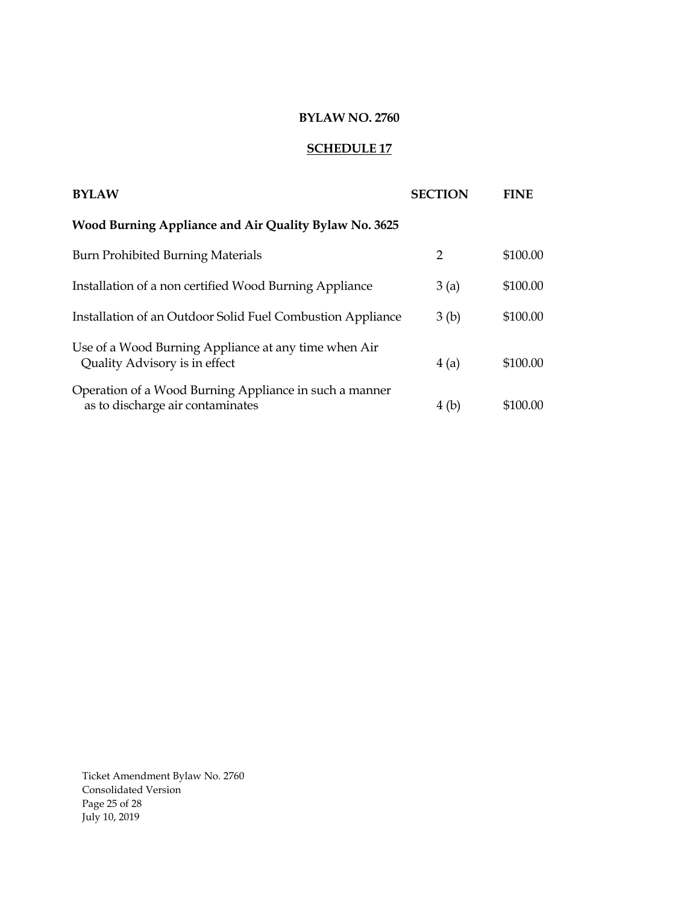**BYLAW NO. 2760**

**SCHEDULE 17**

| BYLAW | SECTION | FINE |
|---|---|---|
| **Wood Burning Appliance and Air Quality Bylaw No. 3625** | | |
| Burn Prohibited Burning Materials | 2 | $100.00 |
| Installation of a non certified Wood Burning Appliance | 3 (a) | $100.00 |
| Installation of an Outdoor Solid Fuel Combustion Appliance | 3 (b) | $100.00 |
| Use of a Wood Burning Appliance at any time when Air Quality Advisory is in effect | 4 (a) | $100.00 |
| Operation of a Wood Burning Appliance in such a manner as to discharge air contaminates | 4 (b) | $100.00 |

Ticket Amendment Bylaw No. 2760
Consolidated Version
July 10, 2019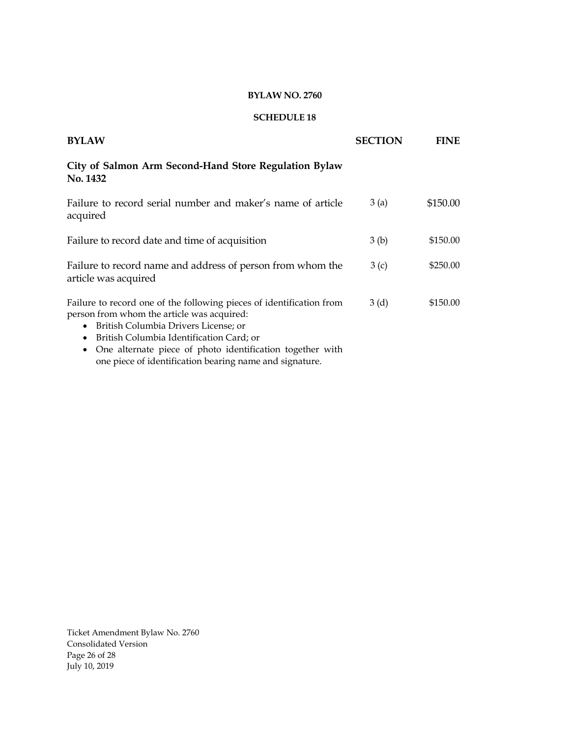**BYLAW NO. 2760**

**SCHEDULE 18**

| **BYLAW** | **SECTION** | **FINE** |
|---|---|---|
| **City of Salmon Arm Second-Hand Store Regulation Bylaw No. 1432** | | |
| Failure to record serial number and maker's name of article acquired | 3 (a) | $150.00 |
| Failure to record date and time of acquisition | 3 (b) | $150.00 |
| Failure to record name and address of person from whom the article was acquired | 3 (c) | $250.00 |
| Failure to record one of the following pieces of identification from person from whom the article was acquired:<br>• British Columbia Drivers License; or<br>• British Columbia Identification Card; or<br>• One alternate piece of photo identification together with one piece of identification bearing name and signature. | 3 (d) | $150.00 |

Ticket Amendment Bylaw No. 2760
Consolidated Version
July 10, 2019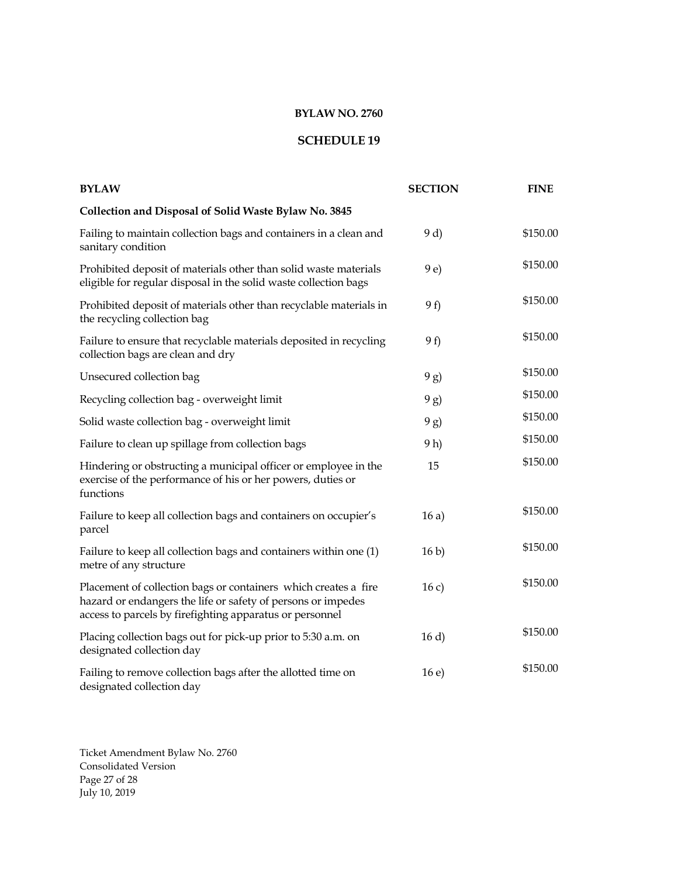**BYLAW NO. 2760**

**SCHEDULE 19**

| BYLAW | SECTION | FINE |
|---|---|---|
| **Collection and Disposal of Solid Waste Bylaw No. 3845** | | |
| Failing to maintain collection bags and containers in a clean and sanitary condition | 9 d) | $150.00 |
| Prohibited deposit of materials other than solid waste materials eligible for regular disposal in the solid waste collection bags | 9 e) | $150.00 |
| Prohibited deposit of materials other than recyclable materials in the recycling collection bag | 9 f) | $150.00 |
| Failure to ensure that recyclable materials deposited in recycling collection bags are clean and dry | 9 f) | $150.00 |
| Unsecured collection bag | 9 g) | $150.00 |
| Recycling collection bag - overweight limit | 9 g) | $150.00 |
| Solid waste collection bag - overweight limit | 9 g) | $150.00 |
| Failure to clean up spillage from collection bags | 9 h) | $150.00 |
| Hindering or obstructing a municipal officer or employee in the exercise of the performance of his or her powers, duties or functions | 15 | $150.00 |
| Failure to keep all collection bags and containers on occupier's parcel | 16 a) | $150.00 |
| Failure to keep all collection bags and containers within one (1) metre of any structure | 16 b) | $150.00 |
| Placement of collection bags or containers which creates a fire hazard or endangers the life or safety of persons or impedes access to parcels by firefighting apparatus or personnel | 16 c) | $150.00 |
| Placing collection bags out for pick-up prior to 5:30 a.m. on designated collection day | 16 d) | $150.00 |
| Failing to remove collection bags after the allotted time on designated collection day | 16 e) | $150.00 |

Ticket Amendment Bylaw No. 2760
Consolidated Version
July 10, 2019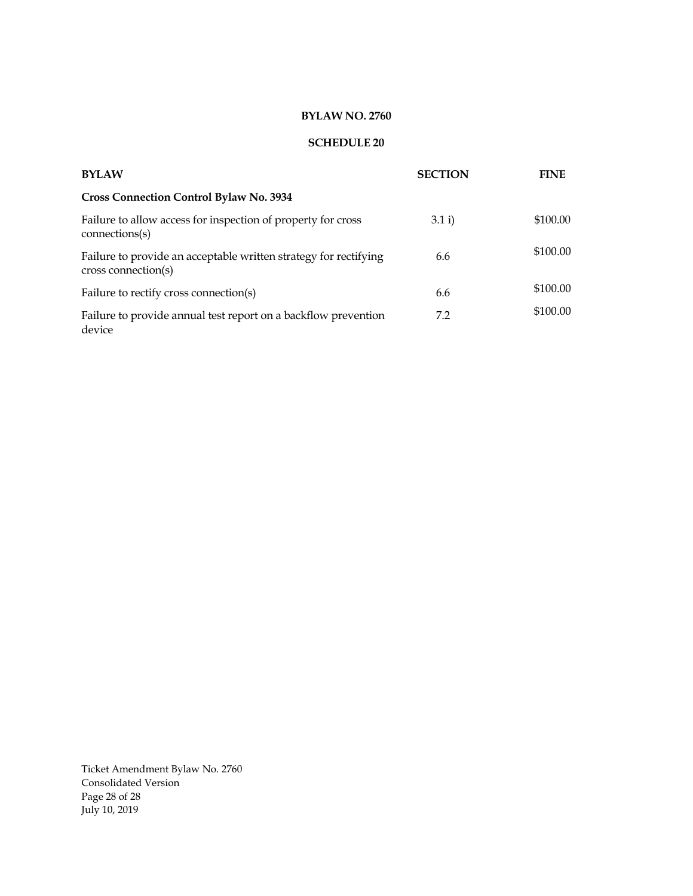**BYLAW NO. 2760**

**SCHEDULE 20**

| BYLAW | SECTION | FINE |
|---|---|---|
| **Cross Connection Control Bylaw No. 3934** | | |
| Failure to allow access for inspection of property for cross connections(s) | 3.1 i) | $100.00 |
| Failure to provide an acceptable written strategy for rectifying cross connection(s) | 6.6 | $100.00 |
| Failure to rectify cross connection(s) | 6.6 | $100.00 |
| Failure to provide annual test report on a backflow prevention device | 7.2 | $100.00 |